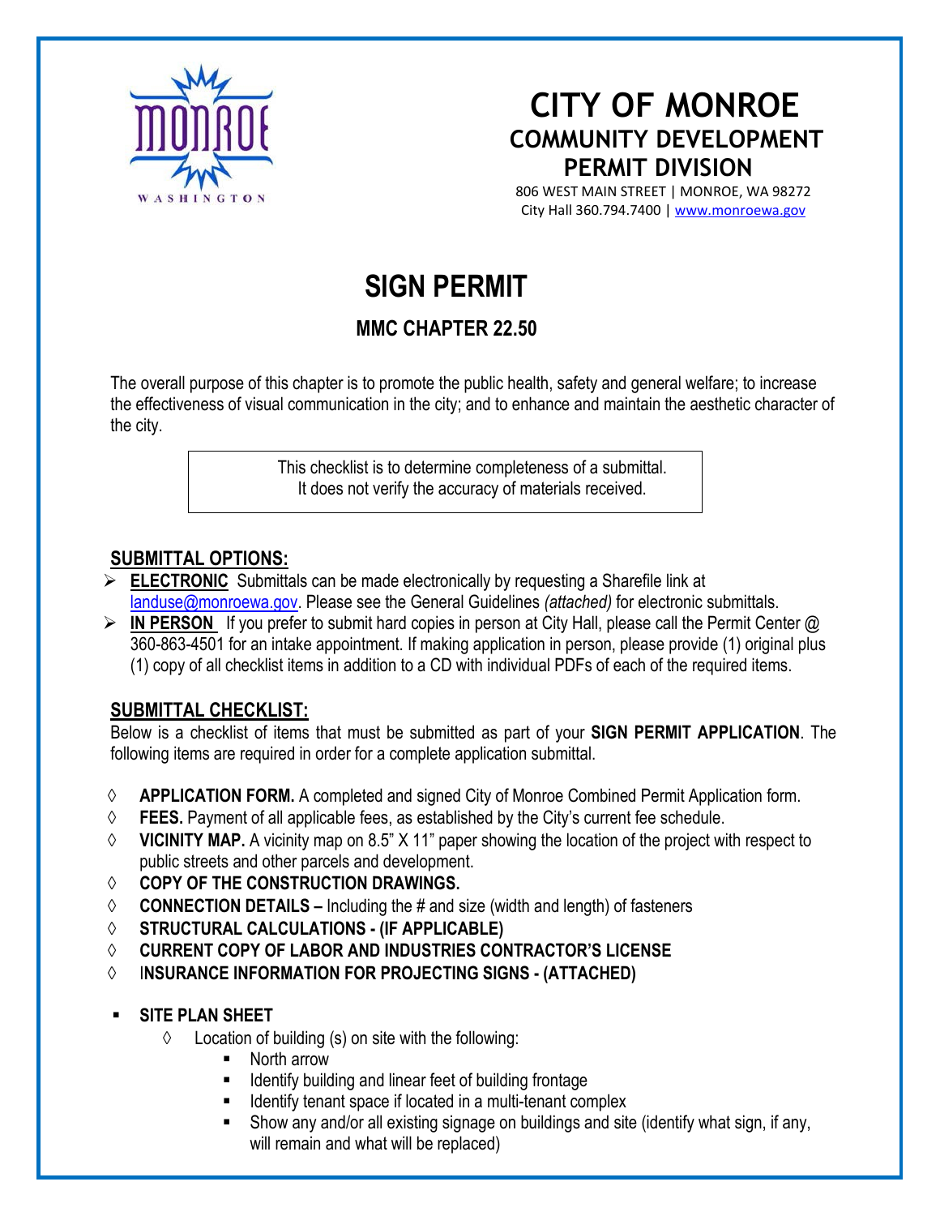# CITY OF MONROE
## COMMUNITY DEVELOPMENT
## PERMIT DIVISION

806 WEST MAIN STREET | MONROE, WA 98272
City Hall 360.794.7400 | www.monroewa.gov

# SIGN PERMIT

## MMC CHAPTER 22.50

The overall purpose of this chapter is to promote the public health, safety and general welfare; to increase the effectiveness of visual communication in the city; and to enhance and maintain the aesthetic character of the city.

> This checklist is to determine completeness of a submittal.
> It does not verify the accuracy of materials received.

## SUBMITTAL OPTIONS:

- **ELECTRONIC** Submittals can be made electronically by requesting a Sharefile link at landuse@monroewa.gov. Please see the General Guidelines *(attached)* for electronic submittals.
- **IN PERSON** If you prefer to submit hard copies in person at City Hall, please call the Permit Center @ 360-863-4501 for an intake appointment. If making application in person, please provide (1) original plus (1) copy of all checklist items in addition to a CD with individual PDFs of each of the required items.

## SUBMITTAL CHECKLIST:

Below is a checklist of items that must be submitted as part of your **SIGN PERMIT APPLICATION**. The following items are required in order for a complete application submittal.

- ◊ **APPLICATION FORM.** A completed and signed City of Monroe Combined Permit Application form.
- ◊ **FEES.** Payment of all applicable fees, as established by the City's current fee schedule.
- ◊ **VICINITY MAP.** A vicinity map on 8.5" X 11" paper showing the location of the project with respect to public streets and other parcels and development.
- ◊ **COPY OF THE CONSTRUCTION DRAWINGS.**
- ◊ **CONNECTION DETAILS –** Including the # and size (width and length) of fasteners
- ◊ **STRUCTURAL CALCULATIONS - (IF APPLICABLE)**
- ◊ **CURRENT COPY OF LABOR AND INDUSTRIES CONTRACTOR'S LICENSE**
- ◊ **INSURANCE INFORMATION FOR PROJECTING SIGNS - (ATTACHED)**

- **SITE PLAN SHEET**
  - ◊ Location of building (s) on site with the following:
    - North arrow
    - Identify building and linear feet of building frontage
    - Identify tenant space if located in a multi-tenant complex
    - Show any and/or all existing signage on buildings and site (identify what sign, if any, will remain and what will be replaced)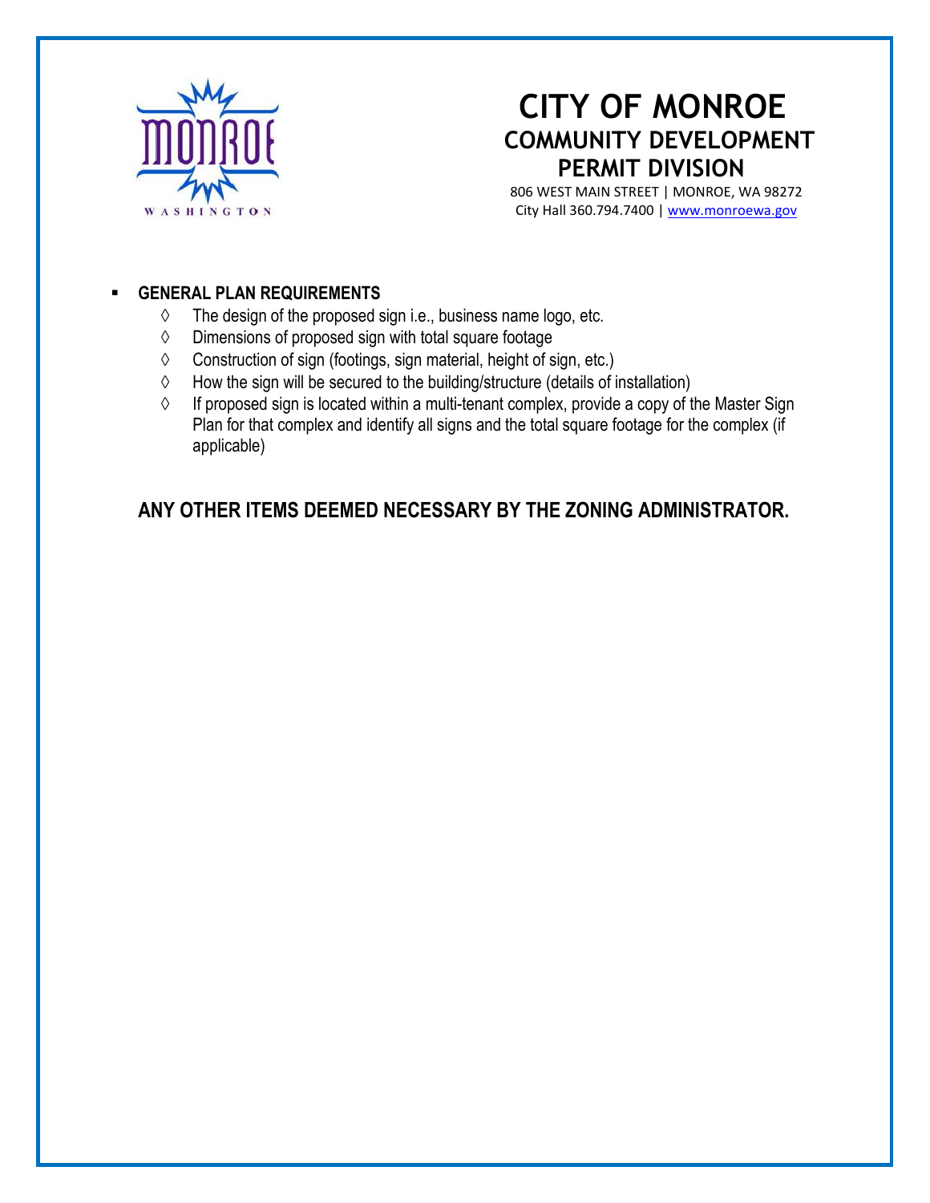# CITY OF MONROE

## COMMUNITY DEVELOPMENT

## PERMIT DIVISION

806 WEST MAIN STREET | MONROE, WA 98272

City Hall 360.794.7400 | www.monroewa.gov

- **GENERAL PLAN REQUIREMENTS**
  - ◊ The design of the proposed sign i.e., business name logo, etc.
  - ◊ Dimensions of proposed sign with total square footage
  - ◊ Construction of sign (footings, sign material, height of sign, etc.)
  - ◊ How the sign will be secured to the building/structure (details of installation)
  - ◊ If proposed sign is located within a multi-tenant complex, provide a copy of the Master Sign Plan for that complex and identify all signs and the total square footage for the complex (if applicable)

**ANY OTHER ITEMS DEEMED NECESSARY BY THE ZONING ADMINISTRATOR.**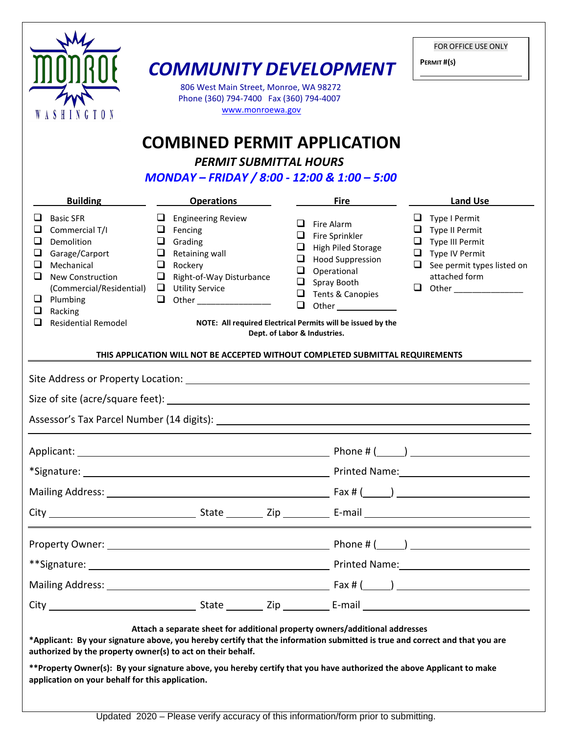MONROE WASHINGTON

# COMMUNITY DEVELOPMENT

806 West Main Street, Monroe, WA 98272
Phone (360) 794-7400 Fax (360) 794-4007
www.monroewa.gov

FOR OFFICE USE ONLY
PERMIT #(S) ____________________

# COMBINED PERMIT APPLICATION

## *PERMIT SUBMITTAL HOURS*

## *MONDAY – FRIDAY / 8:00 - 12:00 & 1:00 – 5:00*

| Building | Operations | Fire | Land Use |
|---|---|---|---|
| ☐ Basic SFR | ☐ Engineering Review | ☐ Fire Alarm | ☐ Type I Permit |
| ☐ Commercial T/I | ☐ Fencing | ☐ Fire Sprinkler | ☐ Type II Permit |
| ☐ Demolition | ☐ Grading | ☐ High Piled Storage | ☐ Type III Permit |
| ☐ Garage/Carport | ☐ Retaining wall | ☐ Hood Suppression | ☐ Type IV Permit |
| ☐ Mechanical | ☐ Rockery | ☐ Operational | ☐ See permit types listed on attached form |
| ☐ New Construction (Commercial/Residential) | ☐ Right-of-Way Disturbance | ☐ Spray Booth | ☐ Other ____________ |
| ☐ Plumbing | ☐ Utility Service | ☐ Tents & Canopies | |
| ☐ Racking | ☐ Other ____________ | ☐ Other ____________ | |
| ☐ Residential Remodel | | | |

**NOTE: All required Electrical Permits will be issued by the Dept. of Labor & Industries.**

**THIS APPLICATION WILL NOT BE ACCEPTED WITHOUT COMPLETED SUBMITTAL REQUIREMENTS**

Site Address or Property Location: ____________________

Size of site (acre/square feet): ____________________

Assessor's Tax Parcel Number (14 digits): ____________________

Applicant: ____________________ Phone # (____) ____________________

*Signature: ____________________ Printed Name: ____________________

Mailing Address: ____________________ Fax # (____) ____________________

City ____________________ State ________ Zip ________ E-mail ____________________

Property Owner: ____________________ Phone # (____) ____________________

**Signature: ____________________ Printed Name: ____________________

Mailing Address: ____________________ Fax # (____) ____________________

City ____________________ State ________ Zip ________ E-mail ____________________

**Attach a separate sheet for additional property owners/additional addresses**

**\*Applicant: By your signature above, you hereby certify that the information submitted is true and correct and that you are authorized by the property owner(s) to act on their behalf.**

**\*\*Property Owner(s): By your signature above, you hereby certify that you have authorized the above Applicant to make application on your behalf for this application.**

Updated 2020 – Please verify accuracy of this information/form prior to submitting.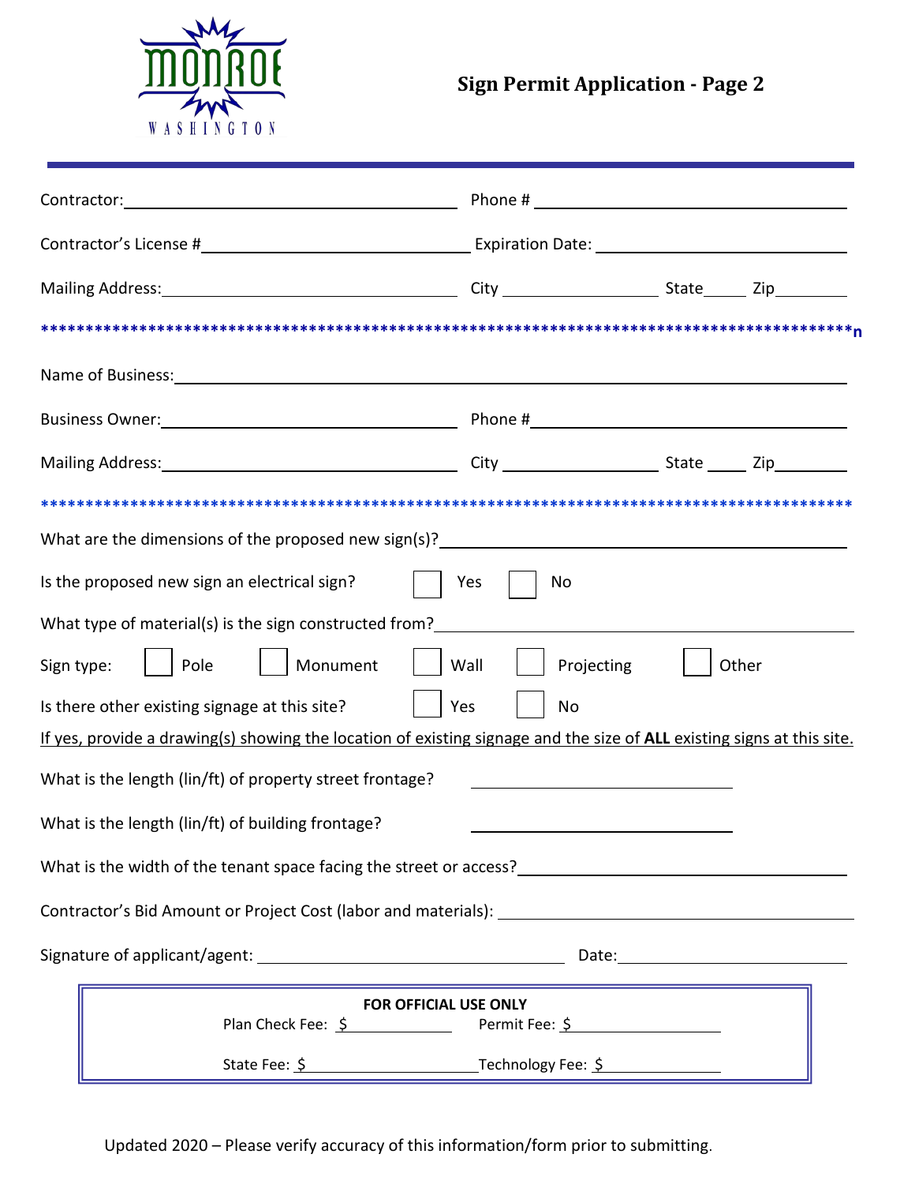MONROE WASHINGTON

# Sign Permit Application - Page 2

Contractor: ______________________ Phone # ______________________

Contractor's License # ______________________ Expiration Date: ______________________

Mailing Address: ______________________ City ____________ State______ Zip________

*****************************************************************************************n

Name of Business: ______________________________________________

Business Owner: ______________________ Phone # ______________________

Mailing Address: ______________________ City ____________ State ______ Zip________

*****************************************************************************************

What are the dimensions of the proposed new sign(s)? ______________________

Is the proposed new sign an electrical sign? ☐ Yes ☐ No

What type of material(s) is the sign constructed from? ______________________

Sign type: ☐ Pole ☐ Monument ☐ Wall ☐ Projecting ☐ Other

Is there other existing signage at this site? ☐ Yes ☐ No

If yes, provide a drawing(s) showing the location of existing signage and the size of **ALL** existing signs at this site.

What is the length (lin/ft) of property street frontage? ______________________

What is the length (lin/ft) of building frontage? ______________________

What is the width of the tenant space facing the street or access? ______________________

Contractor's Bid Amount or Project Cost (labor and materials): ______________________

Signature of applicant/agent: ______________________ Date: ______________________

**FOR OFFICIAL USE ONLY**

Plan Check Fee: $ ____________ Permit Fee: $ ____________

State Fee: $ ____________ Technology Fee: $ ____________

Updated 2020 – Please verify accuracy of this information/form prior to submitting.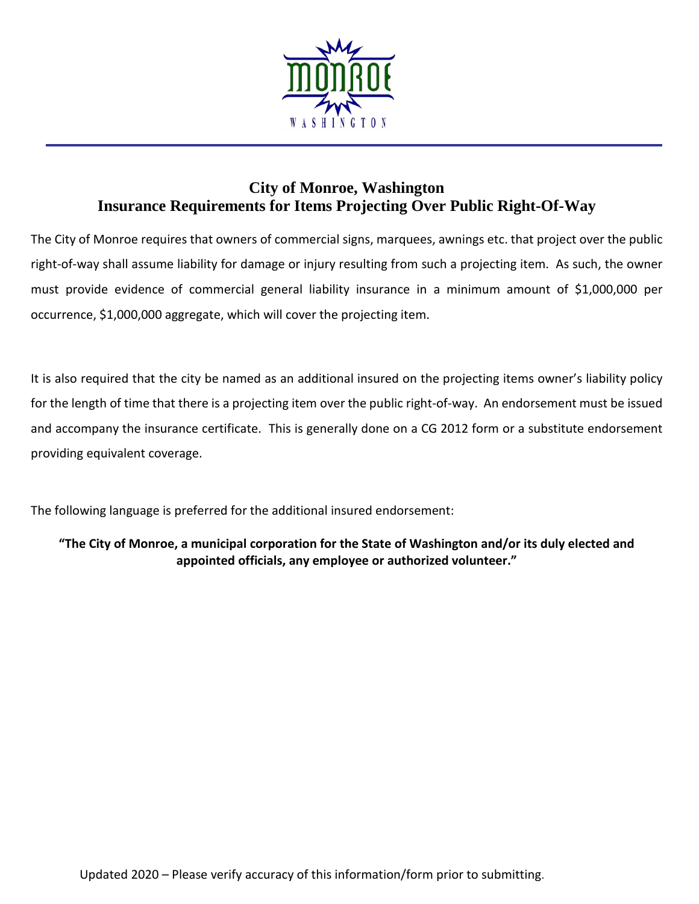MONROE WASHINGTON

# City of Monroe, Washington
# Insurance Requirements for Items Projecting Over Public Right-Of-Way

The City of Monroe requires that owners of commercial signs, marquees, awnings etc. that project over the public right-of-way shall assume liability for damage or injury resulting from such a projecting item. As such, the owner must provide evidence of commercial general liability insurance in a minimum amount of $1,000,000 per occurrence, $1,000,000 aggregate, which will cover the projecting item.

It is also required that the city be named as an additional insured on the projecting items owner's liability policy for the length of time that there is a projecting item over the public right-of-way. An endorsement must be issued and accompany the insurance certificate. This is generally done on a CG 2012 form or a substitute endorsement providing equivalent coverage.

The following language is preferred for the additional insured endorsement:

**"The City of Monroe, a municipal corporation for the State of Washington and/or its duly elected and appointed officials, any employee or authorized volunteer."**

Updated 2020 – Please verify accuracy of this information/form prior to submitting.